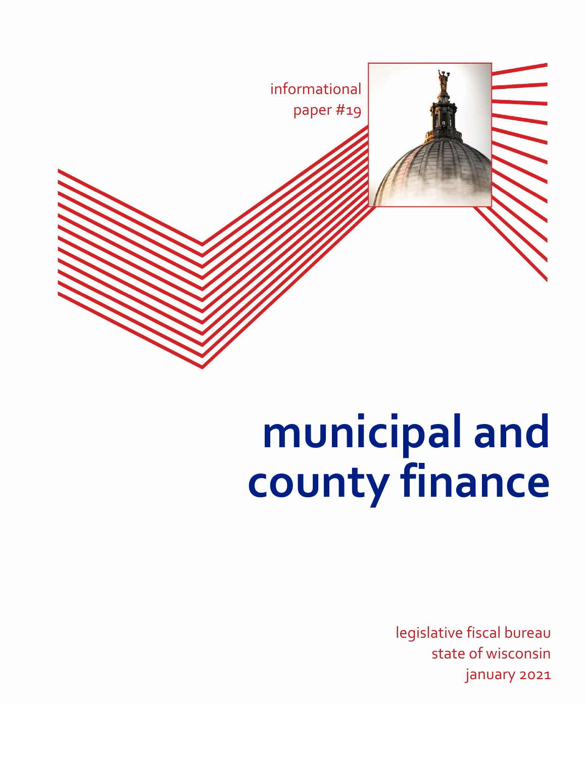informational paper #19

# municipal and county finance

legislative fiscal bureau
state of wisconsin
january 2021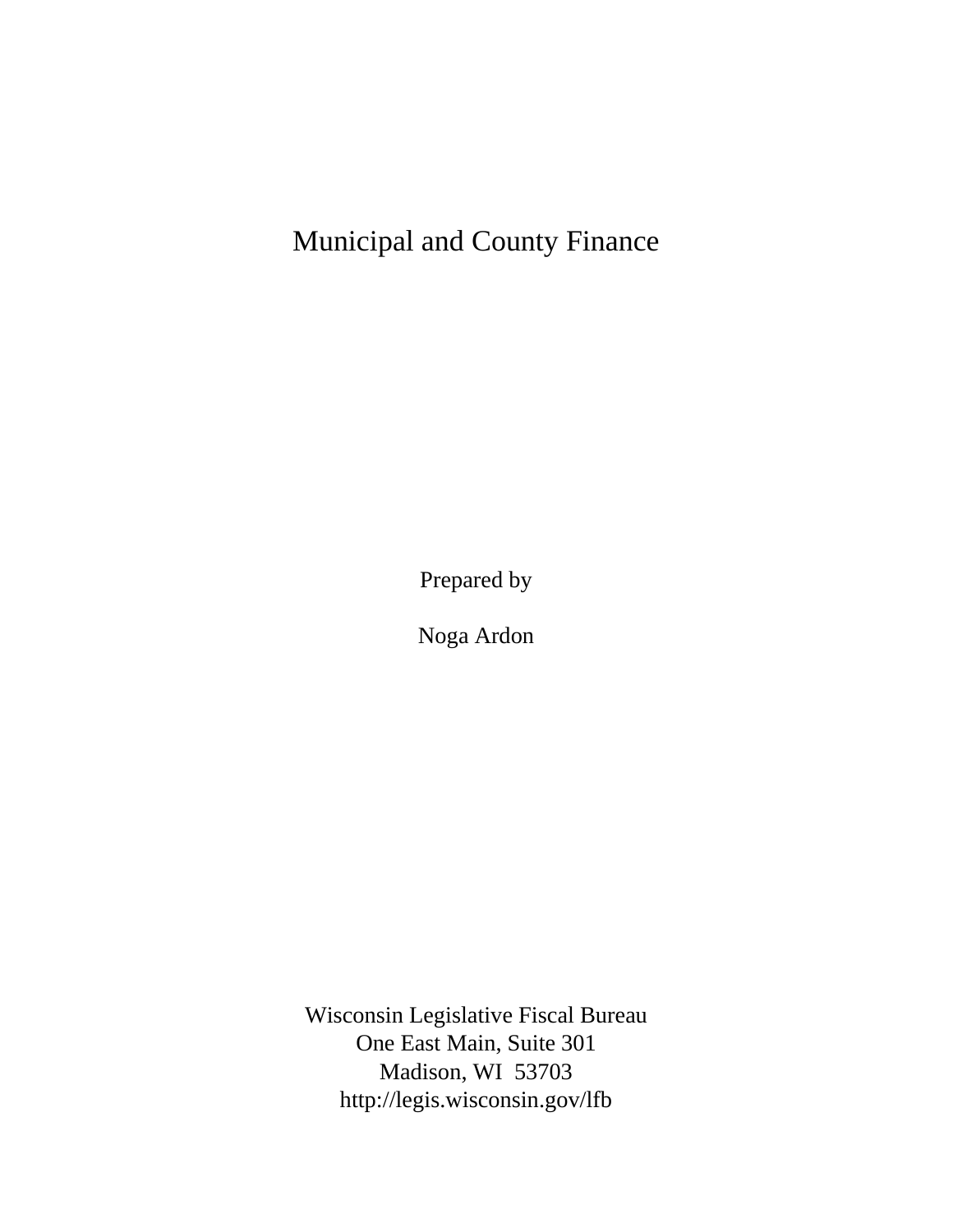# Municipal and County Finance

Prepared by

Noga Ardon

Wisconsin Legislative Fiscal Bureau
One East Main, Suite 301
Madison, WI 53703
http://legis.wisconsin.gov/lfb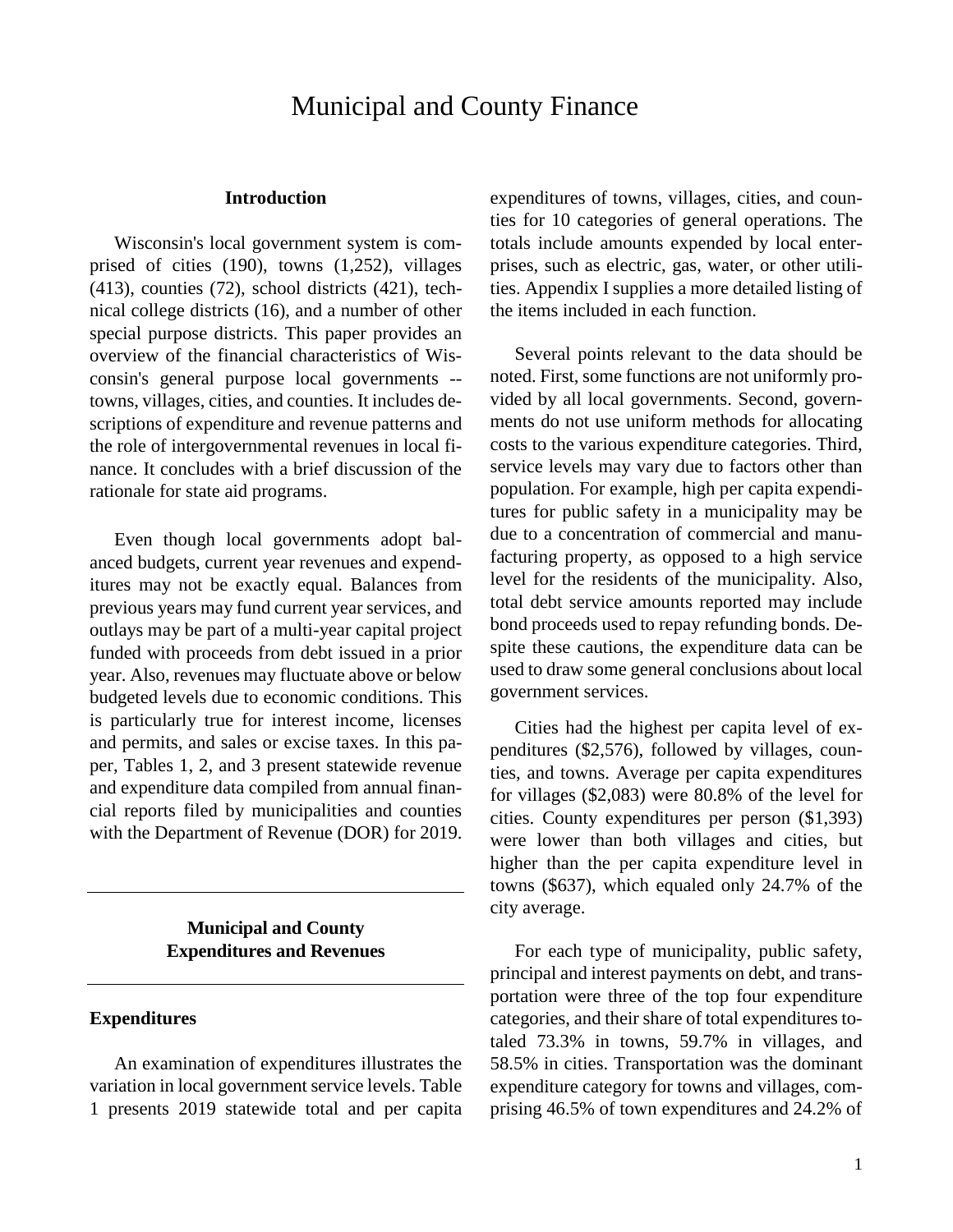# Municipal and County Finance

## Introduction

Wisconsin's local government system is comprised of cities (190), towns (1,252), villages (413), counties (72), school districts (421), technical college districts (16), and a number of other special purpose districts. This paper provides an overview of the financial characteristics of Wisconsin's general purpose local governments -- towns, villages, cities, and counties. It includes descriptions of expenditure and revenue patterns and the role of intergovernmental revenues in local finance. It concludes with a brief discussion of the rationale for state aid programs.

Even though local governments adopt balanced budgets, current year revenues and expenditures may not be exactly equal. Balances from previous years may fund current year services, and outlays may be part of a multi-year capital project funded with proceeds from debt issued in a prior year. Also, revenues may fluctuate above or below budgeted levels due to economic conditions. This is particularly true for interest income, licenses and permits, and sales or excise taxes. In this paper, Tables 1, 2, and 3 present statewide revenue and expenditure data compiled from annual financial reports filed by municipalities and counties with the Department of Revenue (DOR) for 2019.

## Municipal and County Expenditures and Revenues

### Expenditures

An examination of expenditures illustrates the variation in local government service levels. Table 1 presents 2019 statewide total and per capita expenditures of towns, villages, cities, and counties for 10 categories of general operations. The totals include amounts expended by local enterprises, such as electric, gas, water, or other utilities. Appendix I supplies a more detailed listing of the items included in each function.

Several points relevant to the data should be noted. First, some functions are not uniformly provided by all local governments. Second, governments do not use uniform methods for allocating costs to the various expenditure categories. Third, service levels may vary due to factors other than population. For example, high per capita expenditures for public safety in a municipality may be due to a concentration of commercial and manufacturing property, as opposed to a high service level for the residents of the municipality. Also, total debt service amounts reported may include bond proceeds used to repay refunding bonds. Despite these cautions, the expenditure data can be used to draw some general conclusions about local government services.

Cities had the highest per capita level of expenditures ($2,576), followed by villages, counties, and towns. Average per capita expenditures for villages ($2,083) were 80.8% of the level for cities. County expenditures per person ($1,393) were lower than both villages and cities, but higher than the per capita expenditure level in towns ($637), which equaled only 24.7% of the city average.

For each type of municipality, public safety, principal and interest payments on debt, and transportation were three of the top four expenditure categories, and their share of total expenditures totaled 73.3% in towns, 59.7% in villages, and 58.5% in cities. Transportation was the dominant expenditure category for towns and villages, comprising 46.5% of town expenditures and 24.2% of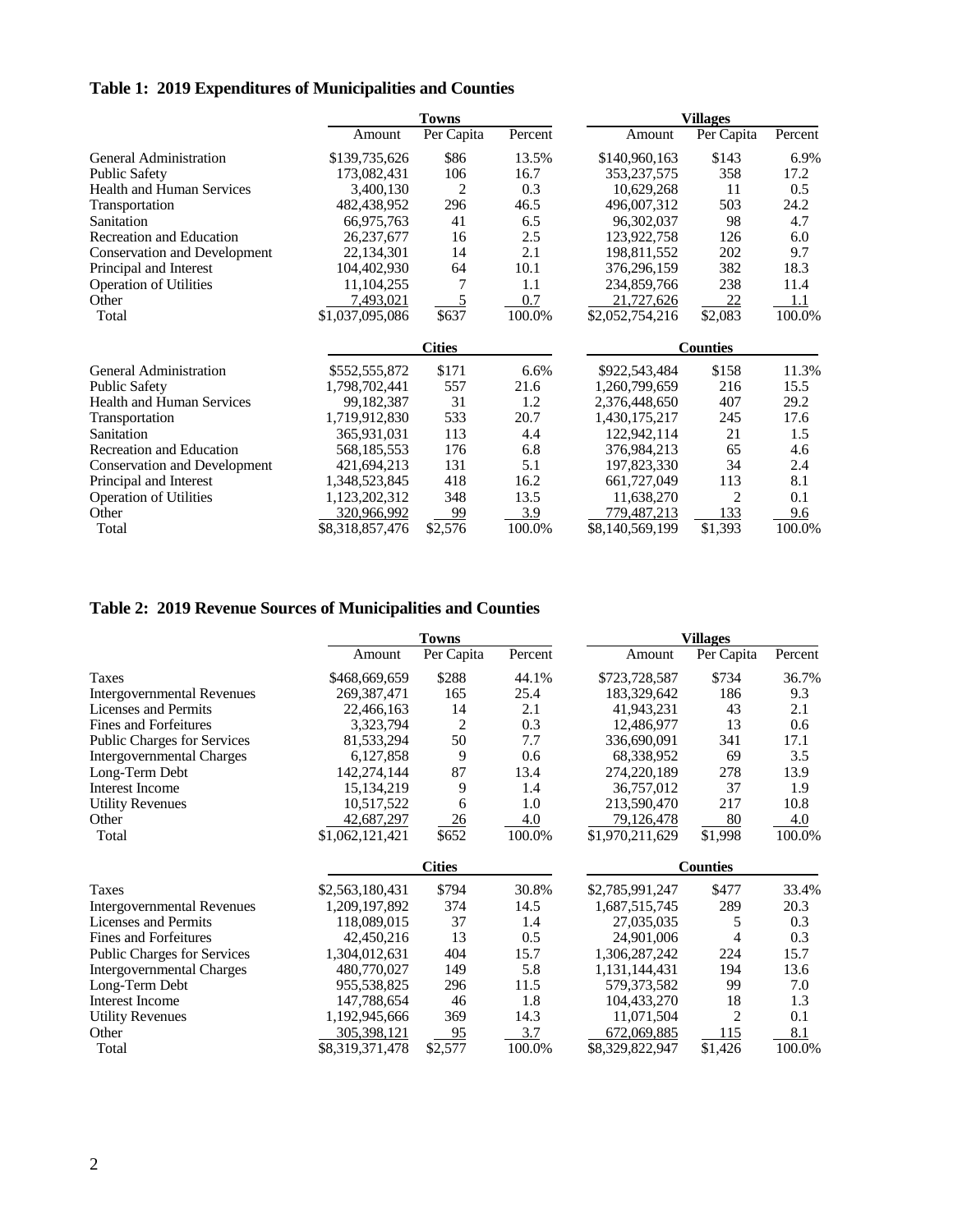## Table 1: 2019 Expenditures of Municipalities and Counties

| | Towns | | | Villages | | |
|---|---|---|---|---|---|---|
| | Amount | Per Capita | Percent | Amount | Per Capita | Percent |
| General Administration | $139,735,626 | $86 | 13.5% | $140,960,163 | $143 | 6.9% |
| Public Safety | 173,082,431 | 106 | 16.7 | 353,237,575 | 358 | 17.2 |
| Health and Human Services | 3,400,130 | 2 | 0.3 | 10,629,268 | 11 | 0.5 |
| Transportation | 482,438,952 | 296 | 46.5 | 496,007,312 | 503 | 24.2 |
| Sanitation | 66,975,763 | 41 | 6.5 | 96,302,037 | 98 | 4.7 |
| Recreation and Education | 26,237,677 | 16 | 2.5 | 123,922,758 | 126 | 6.0 |
| Conservation and Development | 22,134,301 | 14 | 2.1 | 198,811,552 | 202 | 9.7 |
| Principal and Interest | 104,402,930 | 64 | 10.1 | 376,296,159 | 382 | 18.3 |
| Operation of Utilities | 11,104,255 | 7 | 1.1 | 234,859,766 | 238 | 11.4 |
| Other | 7,493,021 | 5 | 0.7 | 21,727,626 | 22 | 1.1 |
| Total | $1,037,095,086 | $637 | 100.0% | $2,052,754,216 | $2,083 | 100.0% |

| | Cities | | | Counties | | |
|---|---|---|---|---|---|---|
| | Amount | Per Capita | Percent | Amount | Per Capita | Percent |
| General Administration | $552,555,872 | $171 | 6.6% | $922,543,484 | $158 | 11.3% |
| Public Safety | 1,798,702,441 | 557 | 21.6 | 1,260,799,659 | 216 | 15.5 |
| Health and Human Services | 99,182,387 | 31 | 1.2 | 2,376,448,650 | 407 | 29.2 |
| Transportation | 1,719,912,830 | 533 | 20.7 | 1,430,175,217 | 245 | 17.6 |
| Sanitation | 365,931,031 | 113 | 4.4 | 122,942,114 | 21 | 1.5 |
| Recreation and Education | 568,185,553 | 176 | 6.8 | 376,984,213 | 65 | 4.6 |
| Conservation and Development | 421,694,213 | 131 | 5.1 | 197,823,330 | 34 | 2.4 |
| Principal and Interest | 1,348,523,845 | 418 | 16.2 | 661,727,049 | 113 | 8.1 |
| Operation of Utilities | 1,123,202,312 | 348 | 13.5 | 11,638,270 | 2 | 0.1 |
| Other | 320,966,992 | 99 | 3.9 | 779,487,213 | 133 | 9.6 |
| Total | $8,318,857,476 | $2,576 | 100.0% | $8,140,569,199 | $1,393 | 100.0% |

## Table 2: 2019 Revenue Sources of Municipalities and Counties

| | Towns | | | Villages | | |
|---|---|---|---|---|---|---|
| | Amount | Per Capita | Percent | Amount | Per Capita | Percent |
| Taxes | $468,669,659 | $288 | 44.1% | $723,728,587 | $734 | 36.7% |
| Intergovernmental Revenues | 269,387,471 | 165 | 25.4 | 183,329,642 | 186 | 9.3 |
| Licenses and Permits | 22,466,163 | 14 | 2.1 | 41,943,231 | 43 | 2.1 |
| Fines and Forfeitures | 3,323,794 | 2 | 0.3 | 12,486,977 | 13 | 0.6 |
| Public Charges for Services | 81,533,294 | 50 | 7.7 | 336,690,091 | 341 | 17.1 |
| Intergovernmental Charges | 6,127,858 | 9 | 0.6 | 68,338,952 | 69 | 3.5 |
| Long-Term Debt | 142,274,144 | 87 | 13.4 | 274,220,189 | 278 | 13.9 |
| Interest Income | 15,134,219 | 9 | 1.4 | 36,757,012 | 37 | 1.9 |
| Utility Revenues | 10,517,522 | 6 | 1.0 | 213,590,470 | 217 | 10.8 |
| Other | 42,687,297 | 26 | 4.0 | 79,126,478 | 80 | 4.0 |
| Total | $1,062,121,421 | $652 | 100.0% | $1,970,211,629 | $1,998 | 100.0% |

| | Cities | | | Counties | | |
|---|---|---|---|---|---|---|
| | Amount | Per Capita | Percent | Amount | Per Capita | Percent |
| Taxes | $2,563,180,431 | $794 | 30.8% | $2,785,991,247 | $477 | 33.4% |
| Intergovernmental Revenues | 1,209,197,892 | 374 | 14.5 | 1,687,515,745 | 289 | 20.3 |
| Licenses and Permits | 118,089,015 | 37 | 1.4 | 27,035,035 | 5 | 0.3 |
| Fines and Forfeitures | 42,450,216 | 13 | 0.5 | 24,901,006 | 4 | 0.3 |
| Public Charges for Services | 1,304,012,631 | 404 | 15.7 | 1,306,287,242 | 224 | 15.7 |
| Intergovernmental Charges | 480,770,027 | 149 | 5.8 | 1,131,144,431 | 194 | 13.6 |
| Long-Term Debt | 955,538,825 | 296 | 11.5 | 579,373,582 | 99 | 7.0 |
| Interest Income | 147,788,654 | 46 | 1.8 | 104,433,270 | 18 | 1.3 |
| Utility Revenues | 1,192,945,666 | 369 | 14.3 | 11,071,504 | 2 | 0.1 |
| Other | 305,398,121 | 95 | 3.7 | 672,069,885 | 115 | 8.1 |
| Total | $8,319,371,478 | $2,577 | 100.0% | $8,329,822,947 | $1,426 | 100.0% |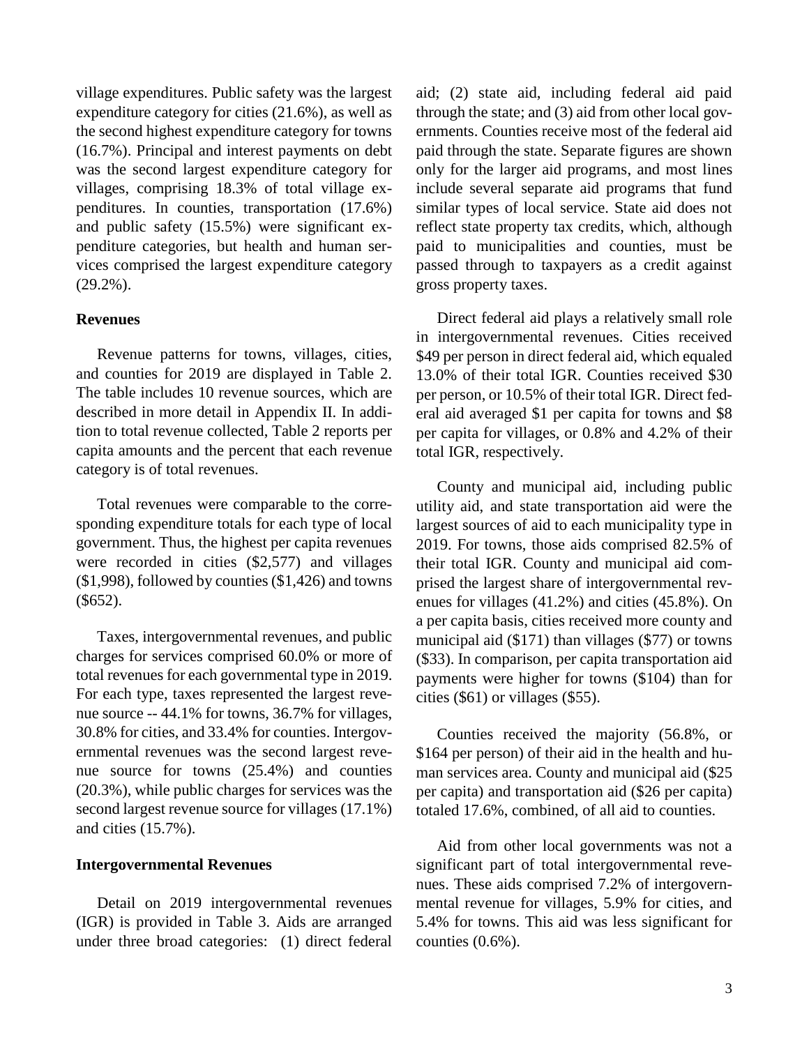village expenditures. Public safety was the largest expenditure category for cities (21.6%), as well as the second highest expenditure category for towns (16.7%). Principal and interest payments on debt was the second largest expenditure category for villages, comprising 18.3% of total village expenditures. In counties, transportation (17.6%) and public safety (15.5%) were significant expenditure categories, but health and human services comprised the largest expenditure category (29.2%).

**Revenues**

Revenue patterns for towns, villages, cities, and counties for 2019 are displayed in Table 2. The table includes 10 revenue sources, which are described in more detail in Appendix II. In addition to total revenue collected, Table 2 reports per capita amounts and the percent that each revenue category is of total revenues.

Total revenues were comparable to the corresponding expenditure totals for each type of local government. Thus, the highest per capita revenues were recorded in cities ($2,577) and villages ($1,998), followed by counties ($1,426) and towns ($652).

Taxes, intergovernmental revenues, and public charges for services comprised 60.0% or more of total revenues for each governmental type in 2019. For each type, taxes represented the largest revenue source -- 44.1% for towns, 36.7% for villages, 30.8% for cities, and 33.4% for counties. Intergovernmental revenues was the second largest revenue source for towns (25.4%) and counties (20.3%), while public charges for services was the second largest revenue source for villages (17.1%) and cities (15.7%).

**Intergovernmental Revenues**

Detail on 2019 intergovernmental revenues (IGR) is provided in Table 3. Aids are arranged under three broad categories: (1) direct federal aid; (2) state aid, including federal aid paid through the state; and (3) aid from other local governments. Counties receive most of the federal aid paid through the state. Separate figures are shown only for the larger aid programs, and most lines include several separate aid programs that fund similar types of local service. State aid does not reflect state property tax credits, which, although paid to municipalities and counties, must be passed through to taxpayers as a credit against gross property taxes.

Direct federal aid plays a relatively small role in intergovernmental revenues. Cities received $49 per person in direct federal aid, which equaled 13.0% of their total IGR. Counties received $30 per person, or 10.5% of their total IGR. Direct federal aid averaged $1 per capita for towns and $8 per capita for villages, or 0.8% and 4.2% of their total IGR, respectively.

County and municipal aid, including public utility aid, and state transportation aid were the largest sources of aid to each municipality type in 2019. For towns, those aids comprised 82.5% of their total IGR. County and municipal aid comprised the largest share of intergovernmental revenues for villages (41.2%) and cities (45.8%). On a per capita basis, cities received more county and municipal aid ($171) than villages ($77) or towns ($33). In comparison, per capita transportation aid payments were higher for towns ($104) than for cities ($61) or villages ($55).

Counties received the majority (56.8%, or $164 per person) of their aid in the health and human services area. County and municipal aid ($25 per capita) and transportation aid ($26 per capita) totaled 17.6%, combined, of all aid to counties.

Aid from other local governments was not a significant part of total intergovernmental revenues. These aids comprised 7.2% of intergovernmental revenue for villages, 5.9% for cities, and 5.4% for towns. This aid was less significant for counties (0.6%).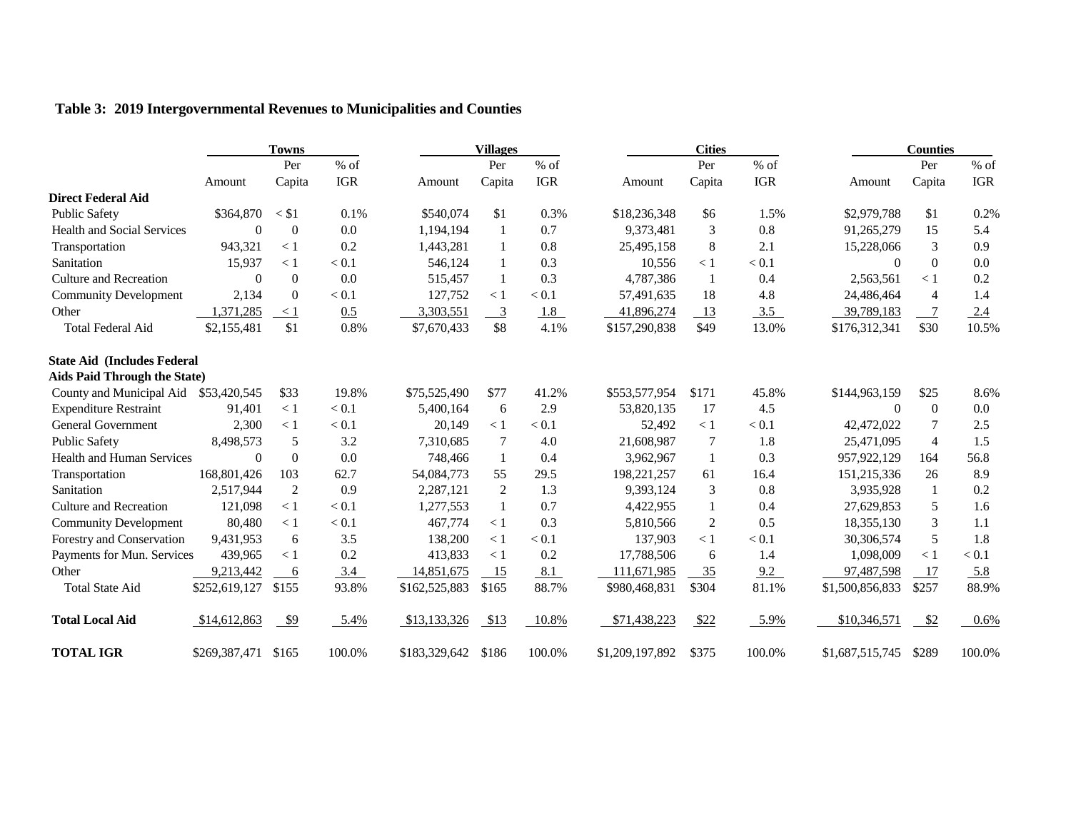### Table 3: 2019 Intergovernmental Revenues to Municipalities and Counties

| | Towns | | | Villages | | | Cities | | | Counties | | |
|---|---|---|---|---|---|---|---|---|---|---|---|---|
| | Amount | Per Capita | % of IGR | Amount | Per Capita | % of IGR | Amount | Per Capita | % of IGR | Amount | Per Capita | % of IGR |
| **Direct Federal Aid** | | | | | | | | | | | | |
| Public Safety | $364,870 | < $1 | 0.1% | $540,074 | $1 | 0.3% | $18,236,348 | $6 | 1.5% | $2,979,788 | $1 | 0.2% |
| Health and Social Services | 0 | 0 | 0.0 | 1,194,194 | 1 | 0.7 | 9,373,481 | 3 | 0.8 | 91,265,279 | 15 | 5.4 |
| Transportation | 943,321 | < 1 | 0.2 | 1,443,281 | 1 | 0.8 | 25,495,158 | 8 | 2.1 | 15,228,066 | 3 | 0.9 |
| Sanitation | 15,937 | < 1 | < 0.1 | 546,124 | 1 | 0.3 | 10,556 | < 1 | < 0.1 | 0 | 0 | 0.0 |
| Culture and Recreation | 0 | 0 | 0.0 | 515,457 | 1 | 0.3 | 4,787,386 | 1 | 0.4 | 2,563,561 | < 1 | 0.2 |
| Community Development | 2,134 | 0 | < 0.1 | 127,752 | < 1 | < 0.1 | 57,491,635 | 18 | 4.8 | 24,486,464 | 4 | 1.4 |
| Other | 1,371,285 | < 1 | 0.5 | 3,303,551 | 3 | 1.8 | 41,896,274 | 13 | 3.5 | 39,789,183 | 7 | 2.4 |
| Total Federal Aid | $2,155,481 | $1 | 0.8% | $7,670,433 | $8 | 4.1% | $157,290,838 | $49 | 13.0% | $176,312,341 | $30 | 10.5% |
| **State Aid (Includes Federal Aids Paid Through the State)** | | | | | | | | | | | | |
| County and Municipal Aid | $53,420,545 | $33 | 19.8% | $75,525,490 | $77 | 41.2% | $553,577,954 | $171 | 45.8% | $144,963,159 | $25 | 8.6% |
| Expenditure Restraint | 91,401 | < 1 | < 0.1 | 5,400,164 | 6 | 2.9 | 53,820,135 | 17 | 4.5 | 0 | 0 | 0.0 |
| General Government | 2,300 | < 1 | < 0.1 | 20,149 | < 1 | < 0.1 | 52,492 | < 1 | < 0.1 | 42,472,022 | 7 | 2.5 |
| Public Safety | 8,498,573 | 5 | 3.2 | 7,310,685 | 7 | 4.0 | 21,608,987 | 7 | 1.8 | 25,471,095 | 4 | 1.5 |
| Health and Human Services | 0 | 0 | 0.0 | 748,466 | 1 | 0.4 | 3,962,967 | 1 | 0.3 | 957,922,129 | 164 | 56.8 |
| Transportation | 168,801,426 | 103 | 62.7 | 54,084,773 | 55 | 29.5 | 198,221,257 | 61 | 16.4 | 151,215,336 | 26 | 8.9 |
| Sanitation | 2,517,944 | 2 | 0.9 | 2,287,121 | 2 | 1.3 | 9,393,124 | 3 | 0.8 | 3,935,928 | 1 | 0.2 |
| Culture and Recreation | 121,098 | < 1 | < 0.1 | 1,277,553 | 1 | 0.7 | 4,422,955 | 1 | 0.4 | 27,629,853 | 5 | 1.6 |
| Community Development | 80,480 | < 1 | < 0.1 | 467,774 | < 1 | 0.3 | 5,810,566 | 2 | 0.5 | 18,355,130 | 3 | 1.1 |
| Forestry and Conservation | 9,431,953 | 6 | 3.5 | 138,200 | < 1 | < 0.1 | 137,903 | < 1 | < 0.1 | 30,306,574 | 5 | 1.8 |
| Payments for Mun. Services | 439,965 | < 1 | 0.2 | 413,833 | < 1 | 0.2 | 17,788,506 | 6 | 1.4 | 1,098,009 | < 1 | < 0.1 |
| Other | 9,213,442 | 6 | 3.4 | 14,851,675 | 15 | 8.1 | 111,671,985 | 35 | 9.2 | 97,487,598 | 17 | 5.8 |
| Total State Aid | $252,619,127 | $155 | 93.8% | $162,525,883 | $165 | 88.7% | $980,468,831 | $304 | 81.1% | $1,500,856,833 | $257 | 88.9% |
| **Total Local Aid** | $14,612,863 | $9 | 5.4% | $13,133,326 | $13 | 10.8% | $71,438,223 | $22 | 5.9% | $10,346,571 | $2 | 0.6% |
| **TOTAL IGR** | $269,387,471 | $165 | 100.0% | $183,329,642 | $186 | 100.0% | $1,209,197,892 | $375 | 100.0% | $1,687,515,745 | $289 | 100.0% |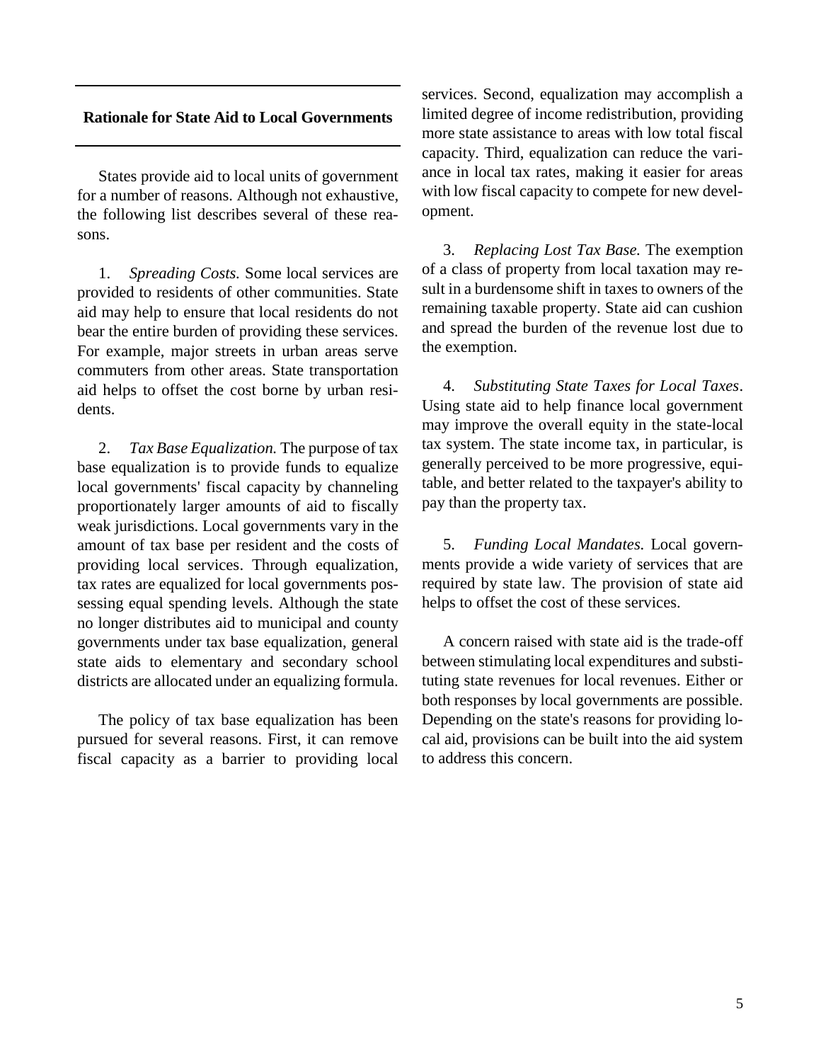## Rationale for State Aid to Local Governments

States provide aid to local units of government for a number of reasons. Although not exhaustive, the following list describes several of these reasons.

1. *Spreading Costs.* Some local services are provided to residents of other communities. State aid may help to ensure that local residents do not bear the entire burden of providing these services. For example, major streets in urban areas serve commuters from other areas. State transportation aid helps to offset the cost borne by urban residents.

2. *Tax Base Equalization.* The purpose of tax base equalization is to provide funds to equalize local governments' fiscal capacity by channeling proportionately larger amounts of aid to fiscally weak jurisdictions. Local governments vary in the amount of tax base per resident and the costs of providing local services. Through equalization, tax rates are equalized for local governments possessing equal spending levels. Although the state no longer distributes aid to municipal and county governments under tax base equalization, general state aids to elementary and secondary school districts are allocated under an equalizing formula.

The policy of tax base equalization has been pursued for several reasons. First, it can remove fiscal capacity as a barrier to providing local services. Second, equalization may accomplish a limited degree of income redistribution, providing more state assistance to areas with low total fiscal capacity. Third, equalization can reduce the variance in local tax rates, making it easier for areas with low fiscal capacity to compete for new development.

3. *Replacing Lost Tax Base.* The exemption of a class of property from local taxation may result in a burdensome shift in taxes to owners of the remaining taxable property. State aid can cushion and spread the burden of the revenue lost due to the exemption.

4. *Substituting State Taxes for Local Taxes*. Using state aid to help finance local government may improve the overall equity in the state-local tax system. The state income tax, in particular, is generally perceived to be more progressive, equitable, and better related to the taxpayer's ability to pay than the property tax.

5. *Funding Local Mandates.* Local governments provide a wide variety of services that are required by state law. The provision of state aid helps to offset the cost of these services.

A concern raised with state aid is the trade-off between stimulating local expenditures and substituting state revenues for local revenues. Either or both responses by local governments are possible. Depending on the state's reasons for providing local aid, provisions can be built into the aid system to address this concern.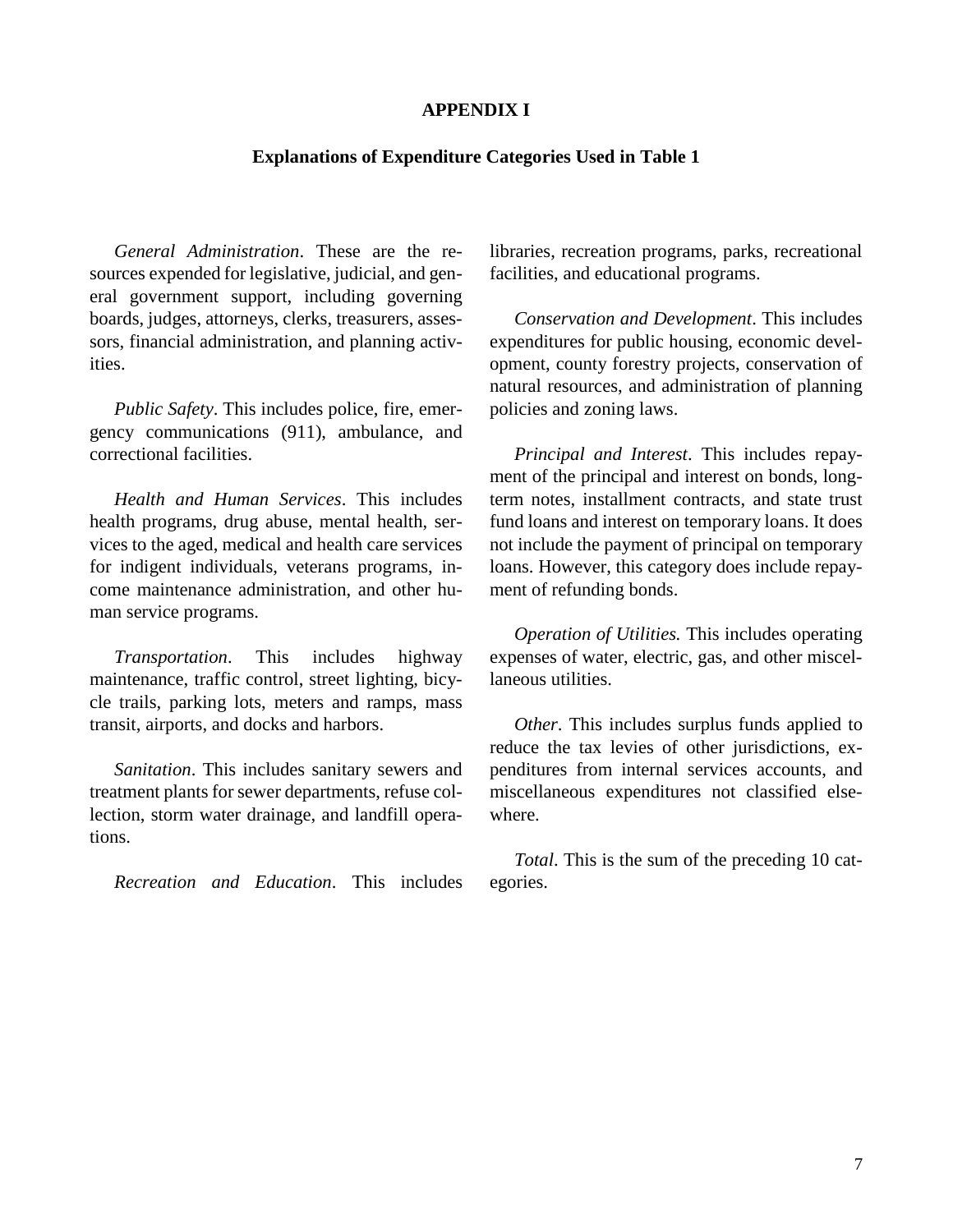# APPENDIX I

## Explanations of Expenditure Categories Used in Table 1

*General Administration*. These are the resources expended for legislative, judicial, and general government support, including governing boards, judges, attorneys, clerks, treasurers, assessors, financial administration, and planning activities.

*Public Safety*. This includes police, fire, emergency communications (911), ambulance, and correctional facilities.

*Health and Human Services*. This includes health programs, drug abuse, mental health, services to the aged, medical and health care services for indigent individuals, veterans programs, income maintenance administration, and other human service programs.

*Transportation*. This includes highway maintenance, traffic control, street lighting, bicycle trails, parking lots, meters and ramps, mass transit, airports, and docks and harbors.

*Sanitation*. This includes sanitary sewers and treatment plants for sewer departments, refuse collection, storm water drainage, and landfill operations.

*Recreation and Education*. This includes libraries, recreation programs, parks, recreational facilities, and educational programs.

*Conservation and Development*. This includes expenditures for public housing, economic development, county forestry projects, conservation of natural resources, and administration of planning policies and zoning laws.

*Principal and Interest*. This includes repayment of the principal and interest on bonds, long-term notes, installment contracts, and state trust fund loans and interest on temporary loans. It does not include the payment of principal on temporary loans. However, this category does include repayment of refunding bonds.

*Operation of Utilities.* This includes operating expenses of water, electric, gas, and other miscellaneous utilities.

*Other*. This includes surplus funds applied to reduce the tax levies of other jurisdictions, expenditures from internal services accounts, and miscellaneous expenditures not classified elsewhere.

*Total*. This is the sum of the preceding 10 categories.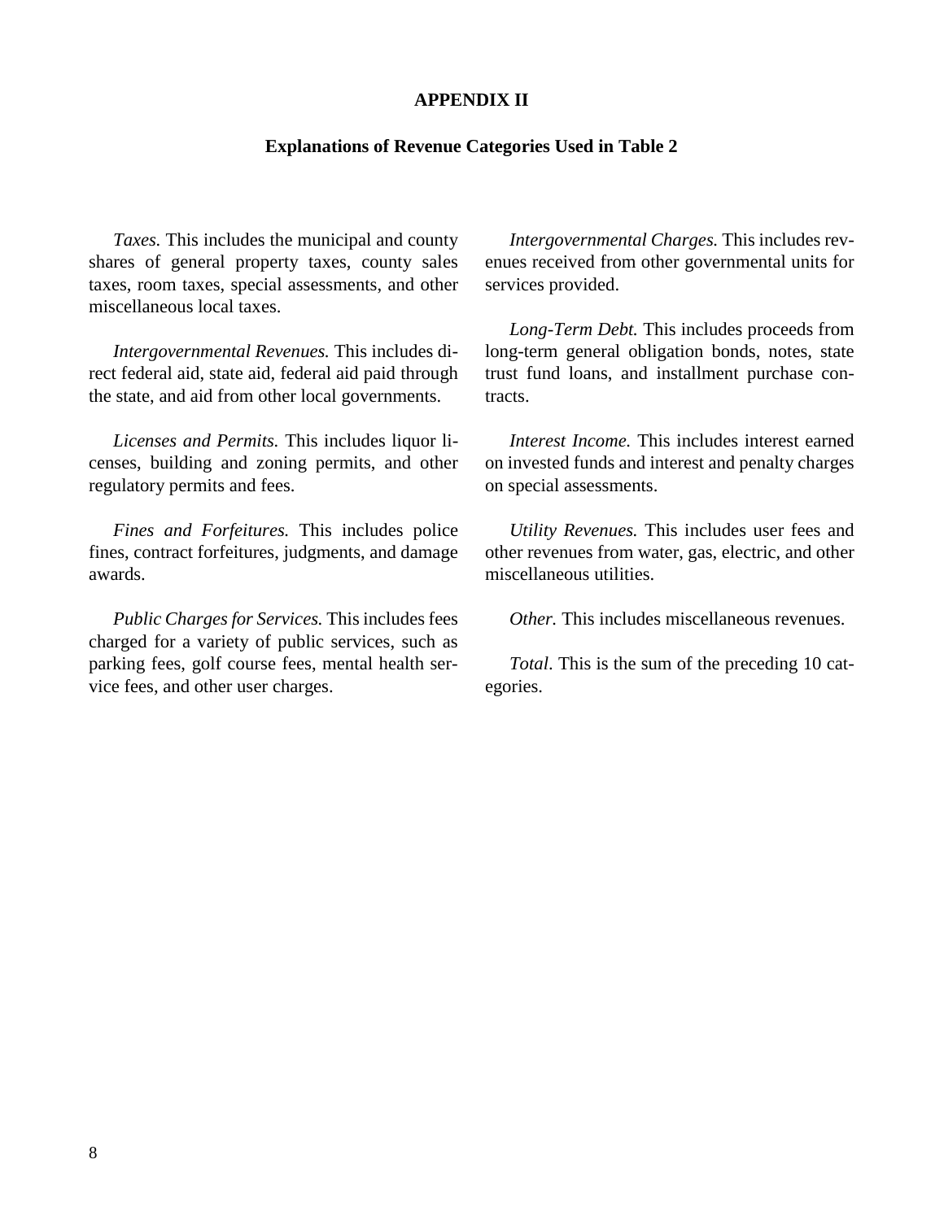## APPENDIX II

### Explanations of Revenue Categories Used in Table 2

*Taxes.* This includes the municipal and county shares of general property taxes, county sales taxes, room taxes, special assessments, and other miscellaneous local taxes.

*Intergovernmental Revenues.* This includes direct federal aid, state aid, federal aid paid through the state, and aid from other local governments.

*Licenses and Permits.* This includes liquor licenses, building and zoning permits, and other regulatory permits and fees.

*Fines and Forfeitures.* This includes police fines, contract forfeitures, judgments, and damage awards.

*Public Charges for Services.* This includes fees charged for a variety of public services, such as parking fees, golf course fees, mental health service fees, and other user charges.

*Intergovernmental Charges.* This includes revenues received from other governmental units for services provided.

*Long-Term Debt.* This includes proceeds from long-term general obligation bonds, notes, state trust fund loans, and installment purchase contracts.

*Interest Income.* This includes interest earned on invested funds and interest and penalty charges on special assessments.

*Utility Revenues.* This includes user fees and other revenues from water, gas, electric, and other miscellaneous utilities.

*Other.* This includes miscellaneous revenues.

*Total*. This is the sum of the preceding 10 categories.